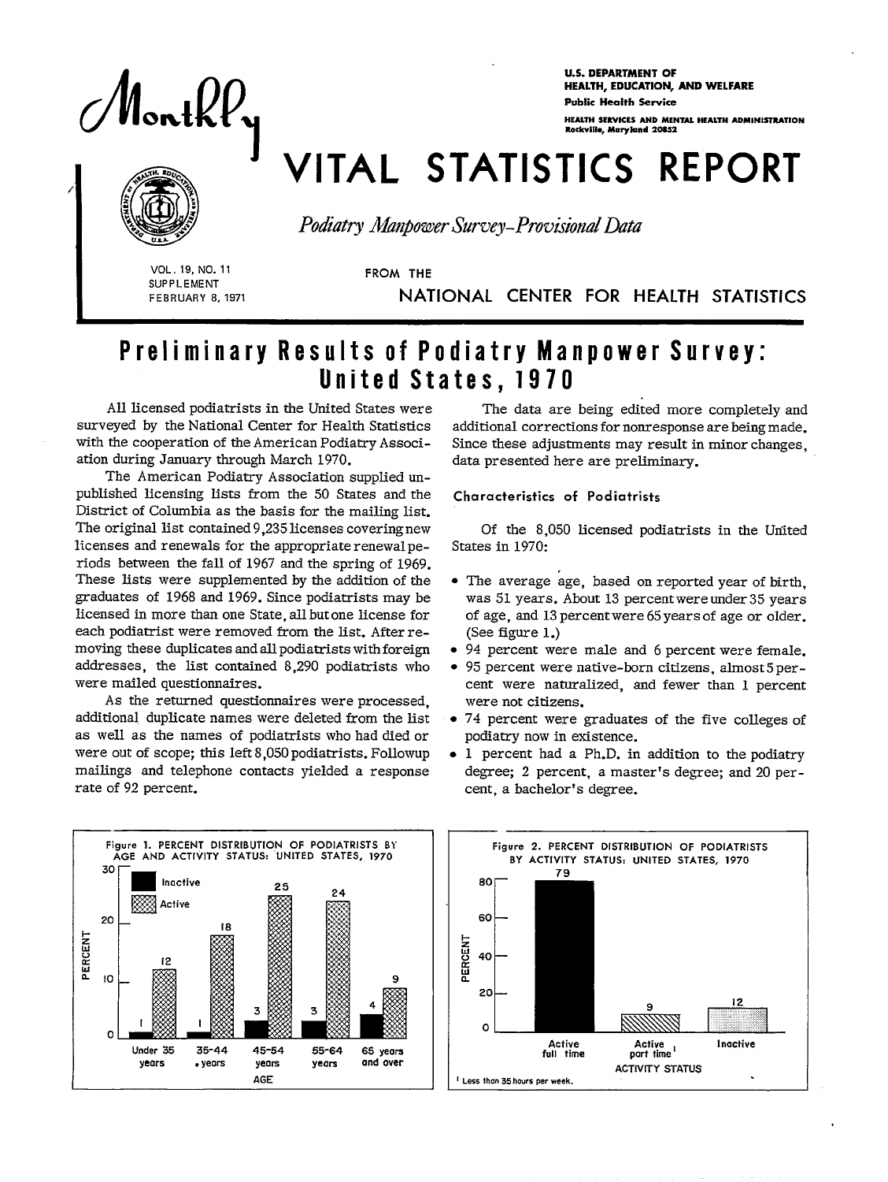# Monthly VITAL STATISTICS REPORT

U.S. DEPARTMENT OF HEALTH, EDUCATION, AND WELFARE
Public Health Service
HEALTH SERVICES AND MENTAL HEALTH ADMINISTRATION
Rockville, Maryland 20852

*Podiatry Manpower Survey-Provisional Data*

VOL. 19, NO. 11
SUPPLEMENT
FEBRUARY 8, 1971

FROM THE NATIONAL CENTER FOR HEALTH STATISTICS

# Preliminary Results of Podiatry Manpower Survey: United States, 1970

All licensed podiatrists in the United States were surveyed by the National Center for Health Statistics with the cooperation of the American Podiatry Association during January through March 1970.

The American Podiatry Association supplied unpublished licensing lists from the 50 States and the District of Columbia as the basis for the mailing list. The original list contained 9,235 licenses covering new licenses and renewals for the appropriate renewal periods between the fall of 1967 and the spring of 1969. These lists were supplemented by the addition of the graduates of 1968 and 1969. Since podiatrists may be licensed in more than one State, all but one license for each podiatrist were removed from the list. After removing these duplicates and all podiatrists with foreign addresses, the list contained 8,290 podiatrists who were mailed questionnaires.

As the returned questionnaires were processed, additional duplicate names were deleted from the list as well as the names of podiatrists who had died or were out of scope; this left 8,050 podiatrists. Followup mailings and telephone contacts yielded a response rate of 92 percent.

The data are being edited more completely and additional corrections for nonresponse are being made. Since these adjustments may result in minor changes, data presented here are preliminary.

## Characteristics of Podiatrists

Of the 8,050 licensed podiatrists in the United States in 1970:

- The average age, based on reported year of birth, was 51 years. About 13 percent were under 35 years of age, and 13 percent were 65 years of age or older. (See figure 1.)
- 94 percent were male and 6 percent were female.
- 95 percent were native-born citizens, almost 5 percent were naturalized, and fewer than 1 percent were not citizens.
- 74 percent were graduates of the five colleges of podiatry now in existence.
- 1 percent had a Ph.D. in addition to the podiatry degree; 2 percent, a master's degree; and 20 percent, a bachelor's degree.

Figure 1. PERCENT DISTRIBUTION OF PODIATRISTS BY AGE AND ACTIVITY STATUS: UNITED STATES, 1970

| Age | Inactive | Active |
|---|---|---|
| Under 35 years | 1 | 12 |
| 35-44 years | 1 | 18 |
| 45-54 years | 3 | 25 |
| 55-64 years | 3 | 24 |
| 65 years and over | 4 | 9 |

Figure 2. PERCENT DISTRIBUTION OF PODIATRISTS BY ACTIVITY STATUS: UNITED STATES, 1970

| Activity status | Percent |
|---|---|
| Active full time | 79 |
| Active part time[1] | 9 |
| Inactive | 12 |

[1] Less than 35 hours per week.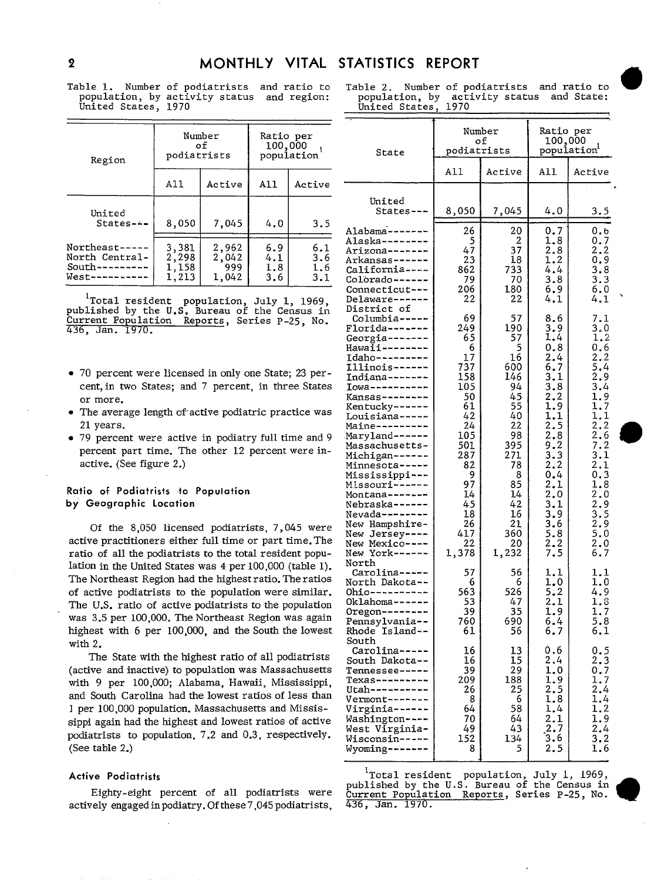Table 1. Number of podiatrists and ratio to population, by activity status and region: United States, 1970

| Region | Number of podiatrists | | Ratio per 100,000 population[1] | |
|---|---|---|---|---|
| | All | Active | All | Active |
| United States | 8,050 | 7,045 | 4.0 | 3.5 |
| Northeast | 3,381 | 2,962 | 6.9 | 6.1 |
| North Central | 2,298 | 2,042 | 4.1 | 3.6 |
| South | 1,158 | 999 | 1.8 | 1.6 |
| West | 1,213 | 1,042 | 3.6 | 3.1 |

[1]Total resident population, July 1, 1969, published by the U.S. Bureau of the Census in Current Population Reports, Series P-25, No. 436, Jan. 1970.

- 70 percent were licensed in only one State; 23 percent, in two States; and 7 percent, in three States or more.
- The average length of active podiatric practice was 21 years.
- 79 percent were active in podiatry full time and 9 percent part time. The other 12 percent were inactive. (See figure 2.)

### Ratio of Podiatrists to Population by Geographic Location

Of the 8,050 licensed podiatrists, 7,045 were active practitioners either full time or part time. The ratio of all the podiatrists to the total resident population in the United States was 4 per 100,000 (table 1). The Northeast Region had the highest ratio. The ratios of active podiatrists to the population were similar. The U.S. ratio of active podiatrists to the population was 3.5 per 100,000. The Northeast Region was again highest with 6 per 100,000, and the South the lowest with 2.

The State with the highest ratio of all podiatrists (active and inactive) to population was Massachusetts with 9 per 100,000; Alabama, Hawaii, Mississippi, and South Carolina had the lowest ratios of less than 1 per 100,000 population. Massachusetts and Mississippi again had the highest and lowest ratios of active podiatrists to population, 7.2 and 0.3, respectively. (See table 2.)

### Active Podiatrists

Eighty-eight percent of all podiatrists were actively engaged in podiatry. Of these 7,045 podiatrists,

Table 2. Number of podiatrists and ratio to population, by activity status and State: United States, 1970

| State | Number of podiatrists | | Ratio per 100,000 population[1] | |
|---|---|---|---|---|
| | All | Active | All | Active |
| United States | 8,050 | 7,045 | 4.0 | 3.5 |
| Alabama | 26 | 20 | 0.7 | 0.6 |
| Alaska | 5 | 2 | 1.8 | 0.7 |
| Arizona | 47 | 37 | 2.8 | 2.2 |
| Arkansas | 23 | 18 | 1.2 | 0.9 |
| California | 862 | 733 | 4.4 | 3.8 |
| Colorado | 79 | 70 | 3.8 | 3.3 |
| Connecticut | 206 | 180 | 6.9 | 6.0 |
| Delaware | 22 | 22 | 4.1 | 4.1 |
| District of Columbia | 69 | 57 | 8.6 | 7.1 |
| Florida | 249 | 190 | 3.9 | 3.0 |
| Georgia | 65 | 57 | 1.4 | 1.2 |
| Hawaii | 6 | 5 | 0.8 | 0.6 |
| Idaho | 17 | 16 | 2.4 | 2.2 |
| Illinois | 737 | 600 | 6.7 | 5.4 |
| Indiana | 158 | 146 | 3.1 | 2.9 |
| Iowa | 105 | 94 | 3.8 | 3.4 |
| Kansas | 50 | 45 | 2.2 | 1.9 |
| Kentucky | 61 | 55 | 1.9 | 1.7 |
| Louisiana | 42 | 40 | 1.1 | 1.1 |
| Maine | 24 | 22 | 2.5 | 2.2 |
| Maryland | 105 | 98 | 2.8 | 2.6 |
| Massachusetts | 501 | 395 | 9.2 | 7.2 |
| Michigan | 287 | 271 | 3.3 | 3.1 |
| Minnesota | 82 | 78 | 2.2 | 2.1 |
| Mississippi | 9 | 8 | 0.4 | 0.3 |
| Missouri | 97 | 85 | 2.1 | 1.8 |
| Montana | 14 | 14 | 2.0 | 2.0 |
| Nebraska | 45 | 42 | 3.1 | 2.9 |
| Nevada | 18 | 16 | 3.9 | 3.5 |
| New Hampshire | 26 | 21 | 3.6 | 2.9 |
| New Jersey | 417 | 360 | 5.8 | 5.0 |
| New Mexico | 22 | 20 | 2.2 | 2.0 |
| New York | 1,378 | 1,232 | 7.5 | 6.7 |
| North Carolina | 57 | 56 | 1.1 | 1.1 |
| North Dakota | 6 | 6 | 1.0 | 1.0 |
| Ohio | 563 | 526 | 5.2 | 4.9 |
| Oklahoma | 53 | 47 | 2.1 | 1.8 |
| Oregon | 39 | 35 | 1.9 | 1.7 |
| Pennsylvania | 760 | 690 | 6.4 | 5.8 |
| Rhode Island | 61 | 56 | 6.7 | 6.1 |
| South Carolina | 16 | 13 | 0.6 | 0.5 |
| South Dakota | 16 | 15 | 2.4 | 2.3 |
| Tennessee | 39 | 29 | 1.0 | 0.7 |
| Texas | 209 | 188 | 1.9 | 1.7 |
| Utah | 26 | 25 | 2.5 | 2.4 |
| Vermont | 8 | 6 | 1.8 | 1.4 |
| Virginia | 64 | 58 | 1.4 | 1.2 |
| Washington | 70 | 64 | 2.1 | 1.9 |
| West Virginia | 49 | 43 | 2.7 | 2.4 |
| Wisconsin | 152 | 134 | 3.6 | 3.2 |
| Wyoming | 8 | 5 | 2.5 | 1.6 |

[1]Total resident population, July 1, 1969, published by the U.S. Bureau of the Census in Current Population Reports, Series P-25, No. 436, Jan. 1970.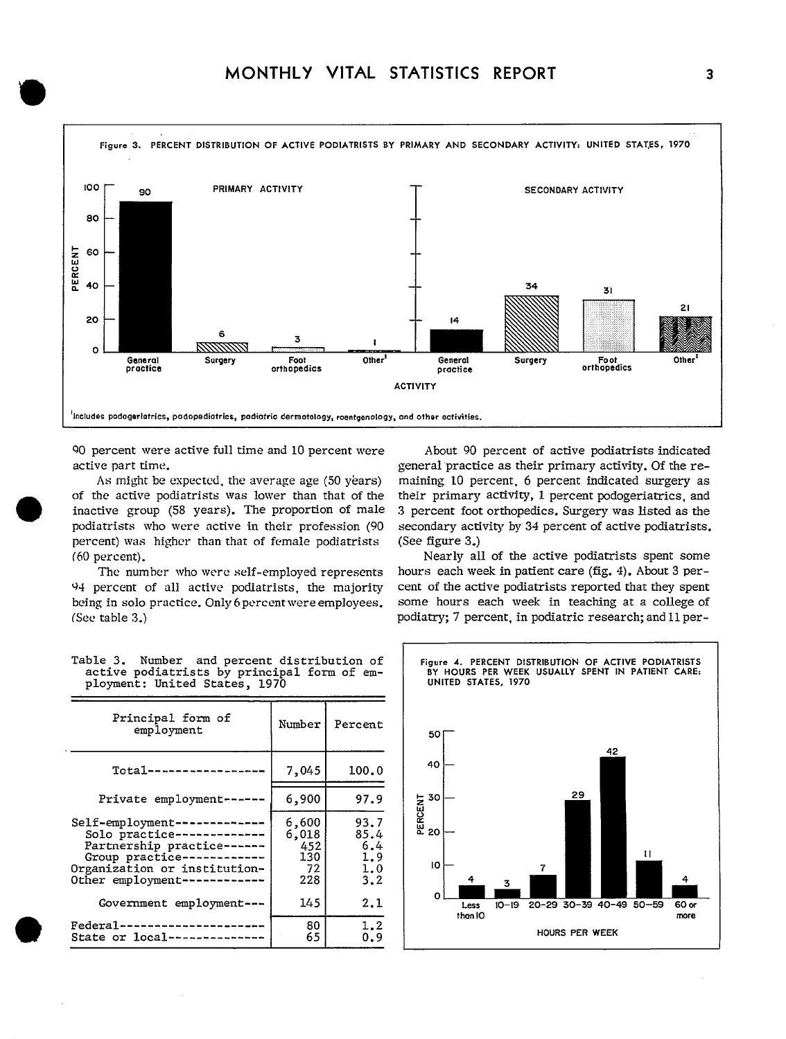Figure 3. PERCENT DISTRIBUTION OF ACTIVE PODIATRISTS BY PRIMARY AND SECONDARY ACTIVITY: UNITED STATES, 1970

| Activity | Primary activity (percent) | Secondary activity (percent) |
|---|---|---|
| General practice | 90 | 14 |
| Surgery | 6 | 34 |
| Foot orthopedics | 3 | 31 |
| Other[1] | 1 | 21 |

[1]Includes podogeriatrics, podopediatrics, podiatric dermatology, roentgenology, and other activities.

90 percent were active full time and 10 percent were active part time.

As might be expected, the average age (50 years) of the active podiatrists was lower than that of the inactive group (58 years). The proportion of male podiatrists who were active in their profession (90 percent) was higher than that of female podiatrists (60 percent).

The number who were self-employed represents 94 percent of all active podiatrists, the majority being in solo practice. Only 6 percent were employees. (See table 3.)

About 90 percent of active podiatrists indicated general practice as their primary activity. Of the remaining 10 percent, 6 percent indicated surgery as their primary activity, 1 percent podogeriatrics, and 3 percent foot orthopedics. Surgery was listed as the secondary activity by 34 percent of active podiatrists. (See figure 3.)

Nearly all of the active podiatrists spent some hours each week in patient care (fig. 4). About 3 percent of the active podiatrists reported that they spent some hours each week in teaching at a college of podiatry; 7 percent, in podiatric research; and 11 per-

Table 3. Number and percent distribution of active podiatrists by principal form of employment: United States, 1970

| Principal form of employment | Number | Percent |
|---|---|---|
| Total | 7,045 | 100.0 |
| Private employment | 6,900 | 97.9 |
| Self-employment | 6,600 | 93.7 |
| Solo practice | 6,018 | 85.4 |
| Partnership practice | 452 | 6.4 |
| Group practice | 130 | 1.9 |
| Organization or institution | 72 | 1.0 |
| Other employment | 228 | 3.2 |
| Government employment | 145 | 2.1 |
| Federal | 80 | 1.2 |
| State or local | 65 | 0.9 |

Figure 4. PERCENT DISTRIBUTION OF ACTIVE PODIATRISTS BY HOURS PER WEEK USUALLY SPENT IN PATIENT CARE: UNITED STATES, 1970

| Hours per week | Percent |
|---|---|
| Less than 10 | 4 |
| 10–19 | 3 |
| 20–29 | 7 |
| 30–39 | 29 |
| 40–49 | 42 |
| 50–59 | 11 |
| 60 or more | 4 |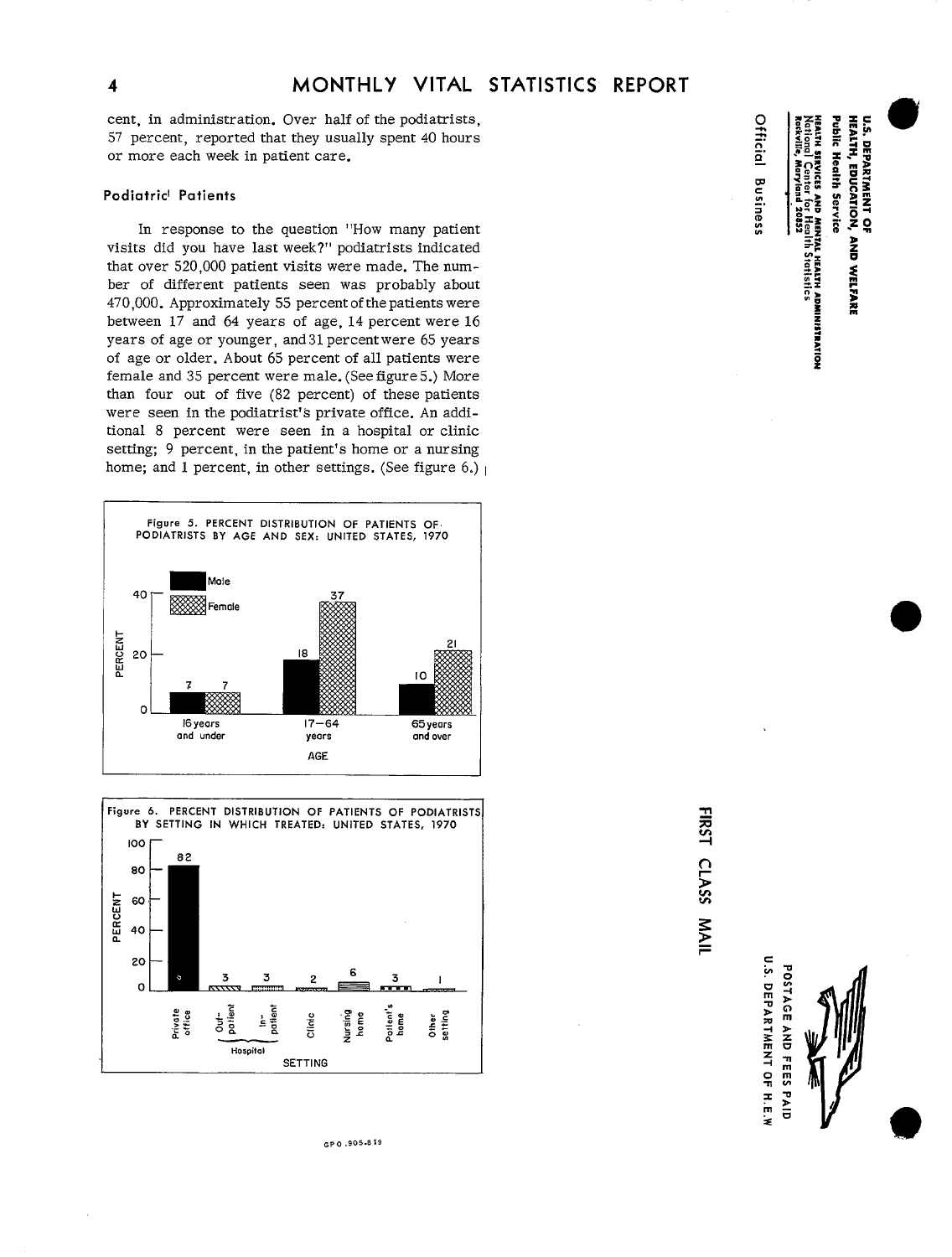cent, in administration. Over half of the podiatrists, 57 percent, reported that they usually spent 40 hours or more each week in patient care.

### Podiatric Patients

In response to the question "How many patient visits did you have last week?" podiatrists indicated that over 520,000 patient visits were made. The number of different patients seen was probably about 470,000. Approximately 55 percent of the patients were between 17 and 64 years of age, 14 percent were 16 years of age or younger, and 31 percent were 65 years of age or older. About 65 percent of all patients were female and 35 percent were male. (See figure 5.) More than four out of five (82 percent) of these patients were seen in the podiatrist's private office. An additional 8 percent were seen in a hospital or clinic setting; 9 percent, in the patient's home or a nursing home; and 1 percent, in other settings. (See figure 6.)

Figure 5. PERCENT DISTRIBUTION OF PATIENTS OF PODIATRISTS BY AGE AND SEX: UNITED STATES, 1970

Male
Female
PERCENT
40
20
0
7 7
18 37
10 21
16 years and under
17–64 years
65 years and over
AGE

Figure 6. PERCENT DISTRIBUTION OF PATIENTS OF PODIATRISTS BY SETTING IN WHICH TREATED: UNITED STATES, 1970

PERCENT
100
80
60
40
20
0
82
3
3
2
6
3
1
Private office
Out-patient
In-patient
Hospital
Clinic
Nursing home
Patient's home
Other setting
SETTING

GPO .905-819

U.S. DEPARTMENT OF HEALTH, EDUCATION, AND WELFARE
Public Health Service
HEALTH SERVICES AND MENTAL HEALTH ADMINISTRATION
National Center for Health Statistics
Rockville, Maryland 20852

Official Business

FIRST CLASS MAIL

POSTAGE AND FEES PAID
U.S. DEPARTMENT OF H.E.W.